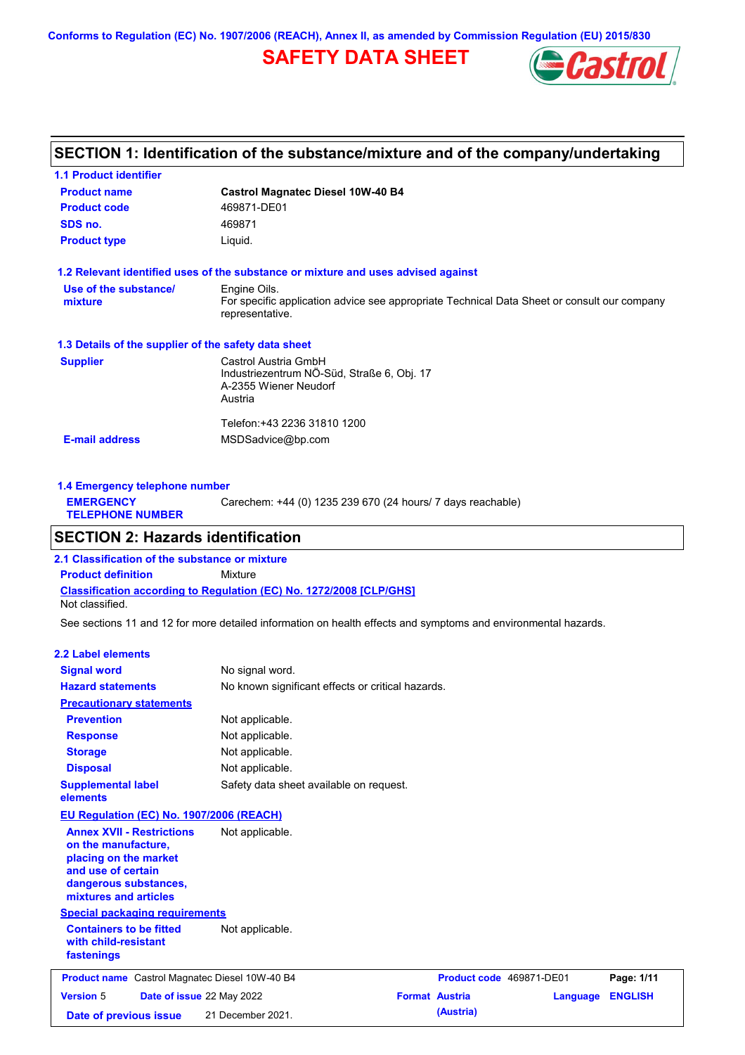Conforms to Regulation (EC) No. 1907/2006 (REACH), Annex II, as amended by Commission Regulation (EU) 2015/830

# SAFETY DATA SHEET

## SECTION 1: Identification of the substance/mixture and of the company/undertaking

### 1.1 Product identifier

| | |
|---|---|
| **Product name** | **Castrol Magnatec Diesel 10W-40 B4** |
| **Product code** | 469871-DE01 |
| **SDS no.** | 469871 |
| **Product type** | Liquid. |

### 1.2 Relevant identified uses of the substance or mixture and uses advised against

**Use of the substance/ mixture**: Engine Oils.
For specific application advice see appropriate Technical Data Sheet or consult our company representative.

### 1.3 Details of the supplier of the safety data sheet

**Supplier**
Castrol Austria GmbH
Industriezentrum NÖ-Süd, Straße 6, Obj. 17
A-2355 Wiener Neudorf
Austria

Telefon:+43 2236 31810 1200

**E-mail address**: MSDSadvice@bp.com

### 1.4 Emergency telephone number

**EMERGENCY TELEPHONE NUMBER**: Carechem: +44 (0) 1235 239 670 (24 hours/ 7 days reachable)

## SECTION 2: Hazards identification

### 2.1 Classification of the substance or mixture

**Product definition**: Mixture

**Classification according to Regulation (EC) No. 1272/2008 [CLP/GHS]**
Not classified.

See sections 11 and 12 for more detailed information on health effects and symptoms and environmental hazards.

### 2.2 Label elements

| | |
|---|---|
| **Signal word** | No signal word. |
| **Hazard statements** | No known significant effects or critical hazards. |

**Precautionary statements**

| | |
|---|---|
| **Prevention** | Not applicable. |
| **Response** | Not applicable. |
| **Storage** | Not applicable. |
| **Disposal** | Not applicable. |
| **Supplemental label elements** | Safety data sheet available on request. |

**EU Regulation (EC) No. 1907/2006 (REACH)**

**Annex XVII - Restrictions on the manufacture, placing on the market and use of certain dangerous substances, mixtures and articles**: Not applicable.

**Special packaging requirements**

**Containers to be fitted with child-resistant fastenings**: Not applicable.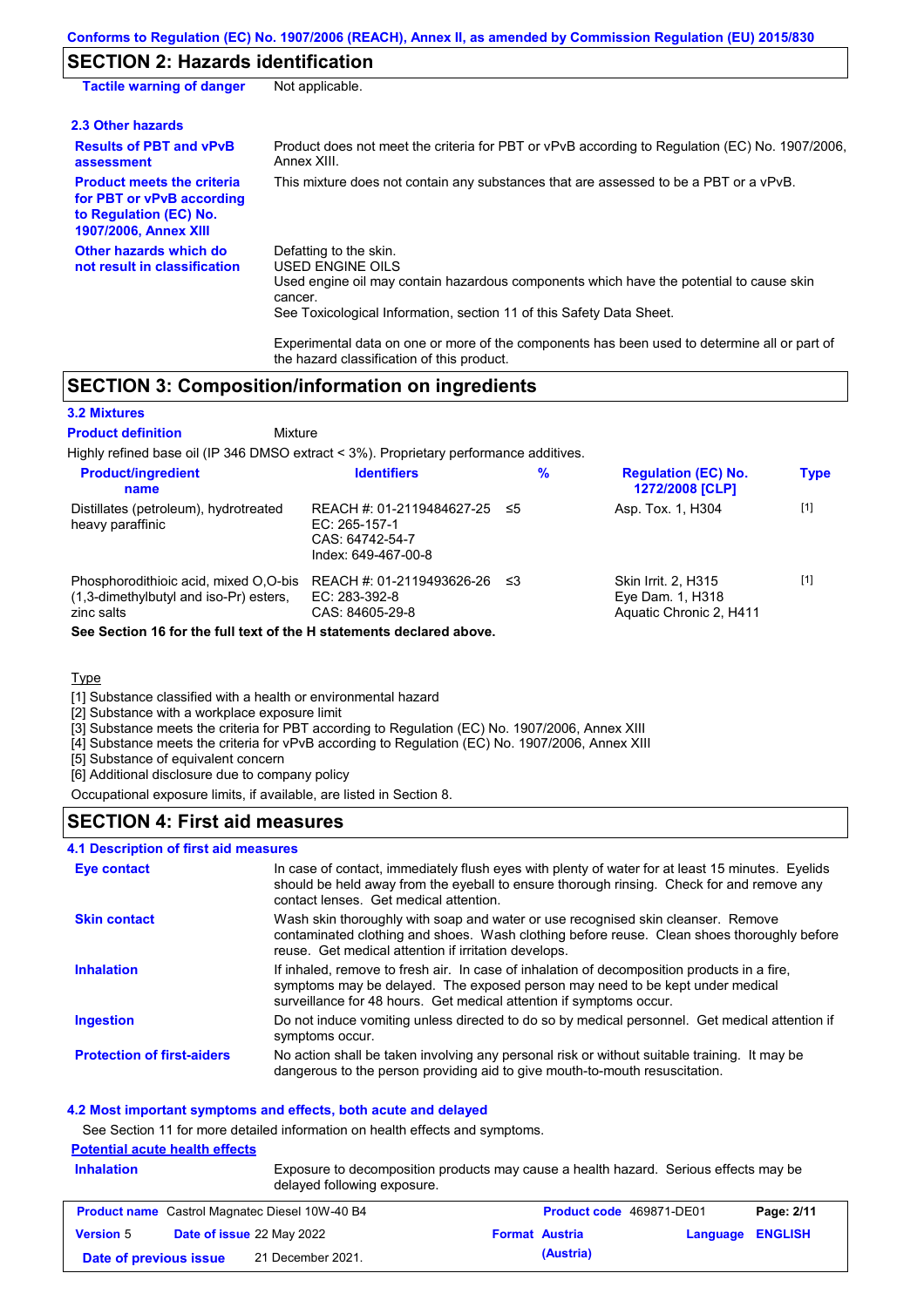## SECTION 2: Hazards identification

**Tactile warning of danger** Not applicable.

### 2.3 Other hazards

**Results of PBT and vPvB assessment** Product does not meet the criteria for PBT or vPvB according to Regulation (EC) No. 1907/2006, Annex XIII.

**Product meets the criteria for PBT or vPvB according to Regulation (EC) No. 1907/2006, Annex XIII** This mixture does not contain any substances that are assessed to be a PBT or a vPvB.

**Other hazards which do not result in classification** Defatting to the skin.
USED ENGINE OILS
Used engine oil may contain hazardous components which have the potential to cause skin cancer.
See Toxicological Information, section 11 of this Safety Data Sheet.

Experimental data on one or more of the components has been used to determine all or part of the hazard classification of this product.

## SECTION 3: Composition/information on ingredients

### 3.2 Mixtures

**Product definition** Mixture

Highly refined base oil (IP 346 DMSO extract < 3%). Proprietary performance additives.

| Product/ingredient name | Identifiers | % | Regulation (EC) No. 1272/2008 [CLP] | Type |
|---|---|---|---|---|
| Distillates (petroleum), hydrotreated heavy paraffinic | REACH #: 01-2119484627-25<br>EC: 265-157-1<br>CAS: 64742-54-7<br>Index: 649-467-00-8 | ≤5 | Asp. Tox. 1, H304 | [1] |
| Phosphorodithioic acid, mixed O,O-bis (1,3-dimethylbutyl and iso-Pr) esters, zinc salts | REACH #: 01-2119493626-26<br>EC: 283-392-8<br>CAS: 84605-29-8 | ≤3 | Skin Irrit. 2, H315<br>Eye Dam. 1, H318<br>Aquatic Chronic 2, H411 | [1] |

**See Section 16 for the full text of the H statements declared above.**

Type

[1] Substance classified with a health or environmental hazard
[2] Substance with a workplace exposure limit
[3] Substance meets the criteria for PBT according to Regulation (EC) No. 1907/2006, Annex XIII
[4] Substance meets the criteria for vPvB according to Regulation (EC) No. 1907/2006, Annex XIII
[5] Substance of equivalent concern
[6] Additional disclosure due to company policy

Occupational exposure limits, if available, are listed in Section 8.

## SECTION 4: First aid measures

### 4.1 Description of first aid measures

**Eye contact** In case of contact, immediately flush eyes with plenty of water for at least 15 minutes. Eyelids should be held away from the eyeball to ensure thorough rinsing. Check for and remove any contact lenses. Get medical attention.

**Skin contact** Wash skin thoroughly with soap and water or use recognised skin cleanser. Remove contaminated clothing and shoes. Wash clothing before reuse. Clean shoes thoroughly before reuse. Get medical attention if irritation develops.

**Inhalation** If inhaled, remove to fresh air. In case of inhalation of decomposition products in a fire, symptoms may be delayed. The exposed person may need to be kept under medical surveillance for 48 hours. Get medical attention if symptoms occur.

**Ingestion** Do not induce vomiting unless directed to do so by medical personnel. Get medical attention if symptoms occur.

**Protection of first-aiders** No action shall be taken involving any personal risk or without suitable training. It may be dangerous to the person providing aid to give mouth-to-mouth resuscitation.

### 4.2 Most important symptoms and effects, both acute and delayed

See Section 11 for more detailed information on health effects and symptoms.

**Potential acute health effects**

**Inhalation** Exposure to decomposition products may cause a health hazard. Serious effects may be delayed following exposure.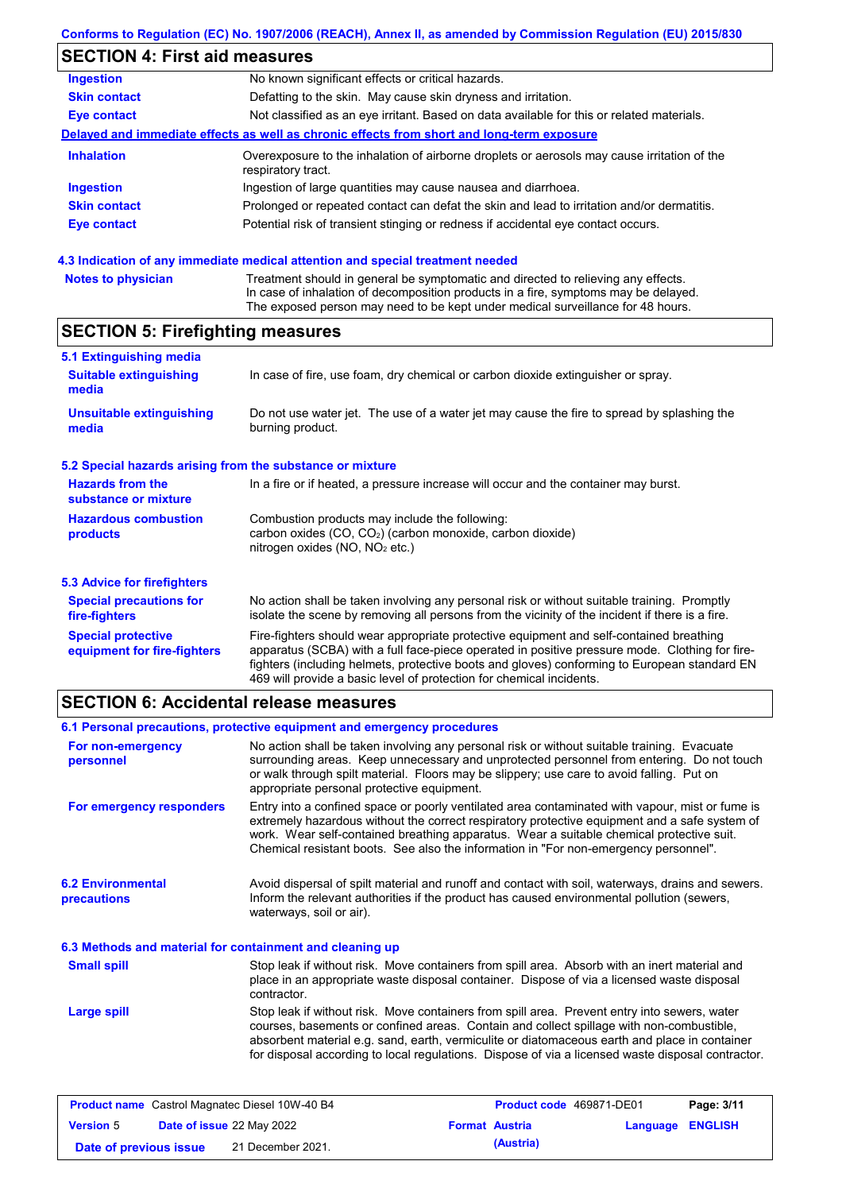Conforms to Regulation (EC) No. 1907/2006 (REACH), Annex II, as amended by Commission Regulation (EU) 2015/830

## SECTION 4: First aid measures

| | |
|---|---|
| **Ingestion** | No known significant effects or critical hazards. |
| **Skin contact** | Defatting to the skin. May cause skin dryness and irritation. |
| **Eye contact** | Not classified as an eye irritant. Based on data available for this or related materials. |

**Delayed and immediate effects as well as chronic effects from short and long-term exposure**

| | |
|---|---|
| **Inhalation** | Overexposure to the inhalation of airborne droplets or aerosols may cause irritation of the respiratory tract. |
| **Ingestion** | Ingestion of large quantities may cause nausea and diarrhoea. |
| **Skin contact** | Prolonged or repeated contact can defat the skin and lead to irritation and/or dermatitis. |
| **Eye contact** | Potential risk of transient stinging or redness if accidental eye contact occurs. |

### 4.3 Indication of any immediate medical attention and special treatment needed

| | |
|---|---|
| **Notes to physician** | Treatment should in general be symptomatic and directed to relieving any effects. In case of inhalation of decomposition products in a fire, symptoms may be delayed. The exposed person may need to be kept under medical surveillance for 48 hours. |

## SECTION 5: Firefighting measures

### 5.1 Extinguishing media

| | |
|---|---|
| **Suitable extinguishing media** | In case of fire, use foam, dry chemical or carbon dioxide extinguisher or spray. |
| **Unsuitable extinguishing media** | Do not use water jet. The use of a water jet may cause the fire to spread by splashing the burning product. |

### 5.2 Special hazards arising from the substance or mixture

| | |
|---|---|
| **Hazards from the substance or mixture** | In a fire or if heated, a pressure increase will occur and the container may burst. |
| **Hazardous combustion products** | Combustion products may include the following: carbon oxides (CO, $CO_2$) (carbon monoxide, carbon dioxide) nitrogen oxides (NO, $NO_2$ etc.) |

### 5.3 Advice for firefighters

| | |
|---|---|
| **Special precautions for fire-fighters** | No action shall be taken involving any personal risk or without suitable training. Promptly isolate the scene by removing all persons from the vicinity of the incident if there is a fire. |
| **Special protective equipment for fire-fighters** | Fire-fighters should wear appropriate protective equipment and self-contained breathing apparatus (SCBA) with a full face-piece operated in positive pressure mode. Clothing for fire-fighters (including helmets, protective boots and gloves) conforming to European standard EN 469 will provide a basic level of protection for chemical incidents. |

## SECTION 6: Accidental release measures

### 6.1 Personal precautions, protective equipment and emergency procedures

| | |
|---|---|
| **For non-emergency personnel** | No action shall be taken involving any personal risk or without suitable training. Evacuate surrounding areas. Keep unnecessary and unprotected personnel from entering. Do not touch or walk through spilt material. Floors may be slippery; use care to avoid falling. Put on appropriate personal protective equipment. |
| **For emergency responders** | Entry into a confined space or poorly ventilated area contaminated with vapour, mist or fume is extremely hazardous without the correct respiratory protective equipment and a safe system of work. Wear self-contained breathing apparatus. Wear a suitable chemical protective suit. Chemical resistant boots. See also the information in "For non-emergency personnel". |

| | |
|---|---|
| **6.2 Environmental precautions** | Avoid dispersal of spilt material and runoff and contact with soil, waterways, drains and sewers. Inform the relevant authorities if the product has caused environmental pollution (sewers, waterways, soil or air). |

### 6.3 Methods and material for containment and cleaning up

| | |
|---|---|
| **Small spill** | Stop leak if without risk. Move containers from spill area. Absorb with an inert material and place in an appropriate waste disposal container. Dispose of via a licensed waste disposal contractor. |
| **Large spill** | Stop leak if without risk. Move containers from spill area. Prevent entry into sewers, water courses, basements or confined areas. Contain and collect spillage with non-combustible, absorbent material e.g. sand, earth, vermiculite or diatomaceous earth and place in container for disposal according to local regulations. Dispose of via a licensed waste disposal contractor. |

| | | | |
|---|---|---|---|
| **Product name** Castrol Magnatec Diesel 10W-40 B4 | | **Product code** 469871-DE01 | |
| **Version** 5 | **Date of issue** 22 May 2022 | **Format** Austria (Austria) | **Language** ENGLISH |
| **Date of previous issue** | 21 December 2021. | | |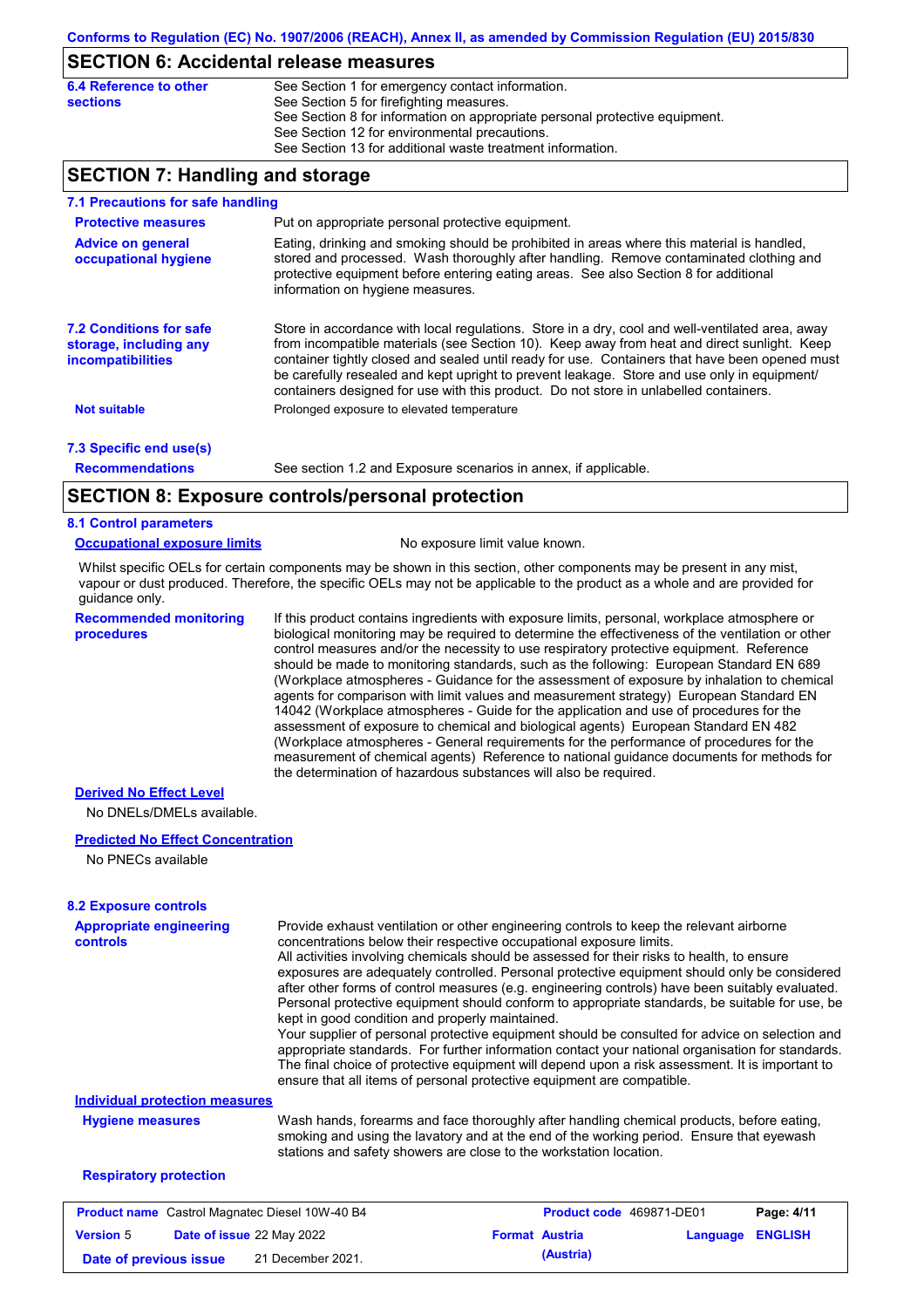## SECTION 6: Accidental release measures

**6.4 Reference to other sections**

See Section 1 for emergency contact information.
See Section 5 for firefighting measures.
See Section 8 for information on appropriate personal protective equipment.
See Section 12 for environmental precautions.
See Section 13 for additional waste treatment information.

## SECTION 7: Handling and storage

### 7.1 Precautions for safe handling

**Protective measures**

Put on appropriate personal protective equipment.

**Advice on general occupational hygiene**

Eating, drinking and smoking should be prohibited in areas where this material is handled, stored and processed. Wash thoroughly after handling. Remove contaminated clothing and protective equipment before entering eating areas. See also Section 8 for additional information on hygiene measures.

### 7.2 Conditions for safe storage, including any incompatibilities

Store in accordance with local regulations. Store in a dry, cool and well-ventilated area, away from incompatible materials (see Section 10). Keep away from heat and direct sunlight. Keep container tightly closed and sealed until ready for use. Containers that have been opened must be carefully resealed and kept upright to prevent leakage. Store and use only in equipment/ containers designed for use with this product. Do not store in unlabelled containers.

**Not suitable**

Prolonged exposure to elevated temperature

### 7.3 Specific end use(s)

**Recommendations**

See section 1.2 and Exposure scenarios in annex, if applicable.

## SECTION 8: Exposure controls/personal protection

### 8.1 Control parameters

**Occupational exposure limits**

No exposure limit value known.

Whilst specific OELs for certain components may be shown in this section, other components may be present in any mist, vapour or dust produced. Therefore, the specific OELs may not be applicable to the product as a whole and are provided for guidance only.

**Recommended monitoring procedures**

If this product contains ingredients with exposure limits, personal, workplace atmosphere or biological monitoring may be required to determine the effectiveness of the ventilation or other control measures and/or the necessity to use respiratory protective equipment. Reference should be made to monitoring standards, such as the following: European Standard EN 689 (Workplace atmospheres - Guidance for the assessment of exposure by inhalation to chemical agents for comparison with limit values and measurement strategy) European Standard EN 14042 (Workplace atmospheres - Guide for the application and use of procedures for the assessment of exposure to chemical and biological agents) European Standard EN 482 (Workplace atmospheres - General requirements for the performance of procedures for the measurement of chemical agents) Reference to national guidance documents for methods for the determination of hazardous substances will also be required.

**Derived No Effect Level**

No DNELs/DMELs available.

**Predicted No Effect Concentration**

No PNECs available

### 8.2 Exposure controls

**Appropriate engineering controls**

Provide exhaust ventilation or other engineering controls to keep the relevant airborne concentrations below their respective occupational exposure limits.
All activities involving chemicals should be assessed for their risks to health, to ensure exposures are adequately controlled. Personal protective equipment should only be considered after other forms of control measures (e.g. engineering controls) have been suitably evaluated. Personal protective equipment should conform to appropriate standards, be suitable for use, be kept in good condition and properly maintained.
Your supplier of personal protective equipment should be consulted for advice on selection and appropriate standards. For further information contact your national organisation for standards. The final choice of protective equipment will depend upon a risk assessment. It is important to ensure that all items of personal protective equipment are compatible.

**Individual protection measures**

**Hygiene measures**

Wash hands, forearms and face thoroughly after handling chemical products, before eating, smoking and using the lavatory and at the end of the working period. Ensure that eyewash stations and safety showers are close to the workstation location.

**Respiratory protection**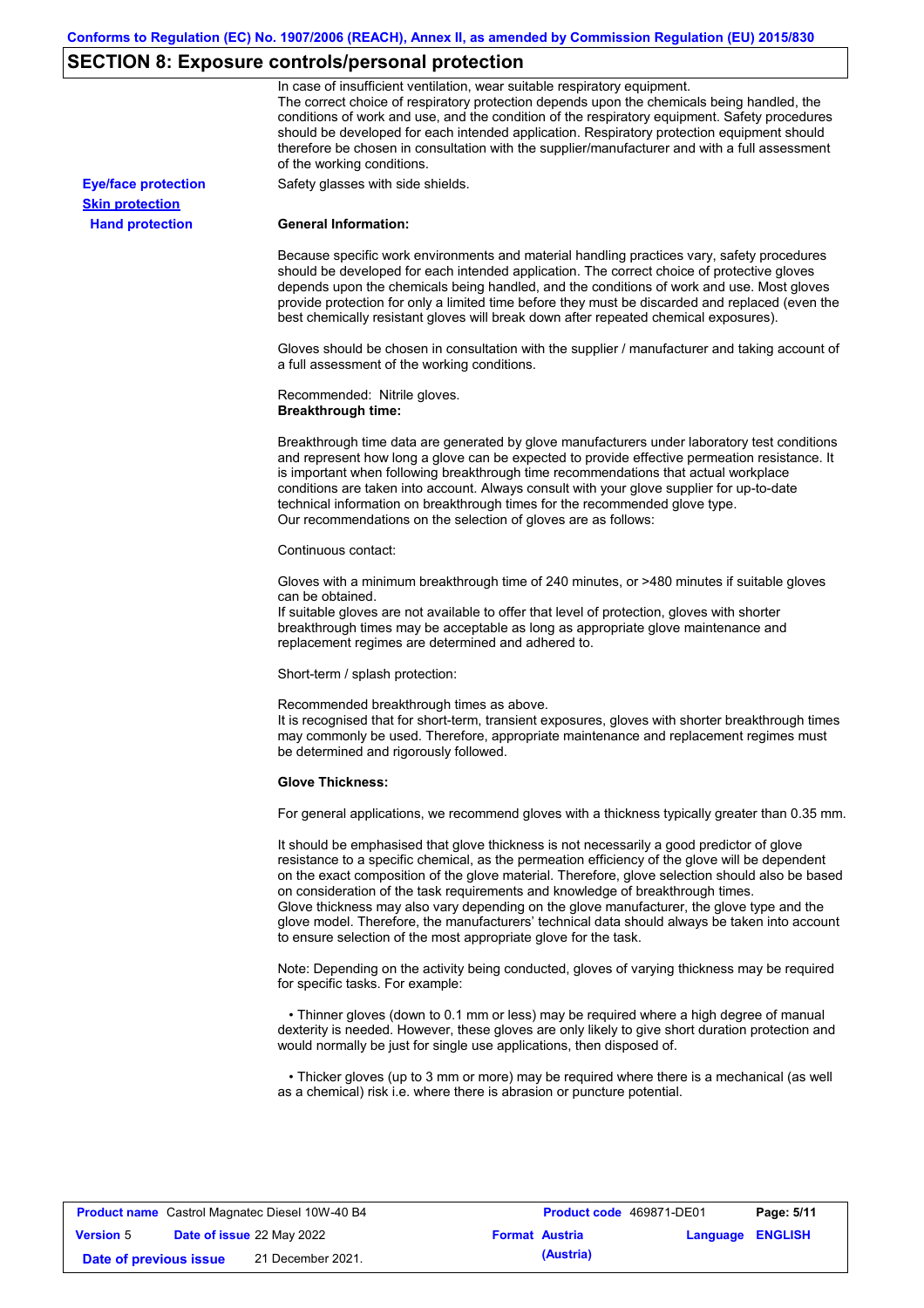## SECTION 8: Exposure controls/personal protection

In case of insufficient ventilation, wear suitable respiratory equipment.
The correct choice of respiratory protection depends upon the chemicals being handled, the conditions of work and use, and the condition of the respiratory equipment. Safety procedures should be developed for each intended application. Respiratory protection equipment should therefore be chosen in consultation with the supplier/manufacturer and with a full assessment of the working conditions.

**Eye/face protection**

Safety glasses with side shields.

**Skin protection**

**Hand protection**

**General Information:**

Because specific work environments and material handling practices vary, safety procedures should be developed for each intended application. The correct choice of protective gloves depends upon the chemicals being handled, and the conditions of work and use. Most gloves provide protection for only a limited time before they must be discarded and replaced (even the best chemically resistant gloves will break down after repeated chemical exposures).

Gloves should be chosen in consultation with the supplier / manufacturer and taking account of a full assessment of the working conditions.

Recommended: Nitrile gloves.
**Breakthrough time:**

Breakthrough time data are generated by glove manufacturers under laboratory test conditions and represent how long a glove can be expected to provide effective permeation resistance. It is important when following breakthrough time recommendations that actual workplace conditions are taken into account. Always consult with your glove supplier for up-to-date technical information on breakthrough times for the recommended glove type.
Our recommendations on the selection of gloves are as follows:

Continuous contact:

Gloves with a minimum breakthrough time of 240 minutes, or >480 minutes if suitable gloves can be obtained.
If suitable gloves are not available to offer that level of protection, gloves with shorter breakthrough times may be acceptable as long as appropriate glove maintenance and replacement regimes are determined and adhered to.

Short-term / splash protection:

Recommended breakthrough times as above.
It is recognised that for short-term, transient exposures, gloves with shorter breakthrough times may commonly be used. Therefore, appropriate maintenance and replacement regimes must be determined and rigorously followed.

**Glove Thickness:**

For general applications, we recommend gloves with a thickness typically greater than 0.35 mm.

It should be emphasised that glove thickness is not necessarily a good predictor of glove resistance to a specific chemical, as the permeation efficiency of the glove will be dependent on the exact composition of the glove material. Therefore, glove selection should also be based on consideration of the task requirements and knowledge of breakthrough times.
Glove thickness may also vary depending on the glove manufacturer, the glove type and the glove model. Therefore, the manufacturers' technical data should always be taken into account to ensure selection of the most appropriate glove for the task.

Note: Depending on the activity being conducted, gloves of varying thickness may be required for specific tasks. For example:

- Thinner gloves (down to 0.1 mm or less) may be required where a high degree of manual dexterity is needed. However, these gloves are only likely to give short duration protection and would normally be just for single use applications, then disposed of.

- Thicker gloves (up to 3 mm or more) may be required where there is a mechanical (as well as a chemical) risk i.e. where there is abrasion or puncture potential.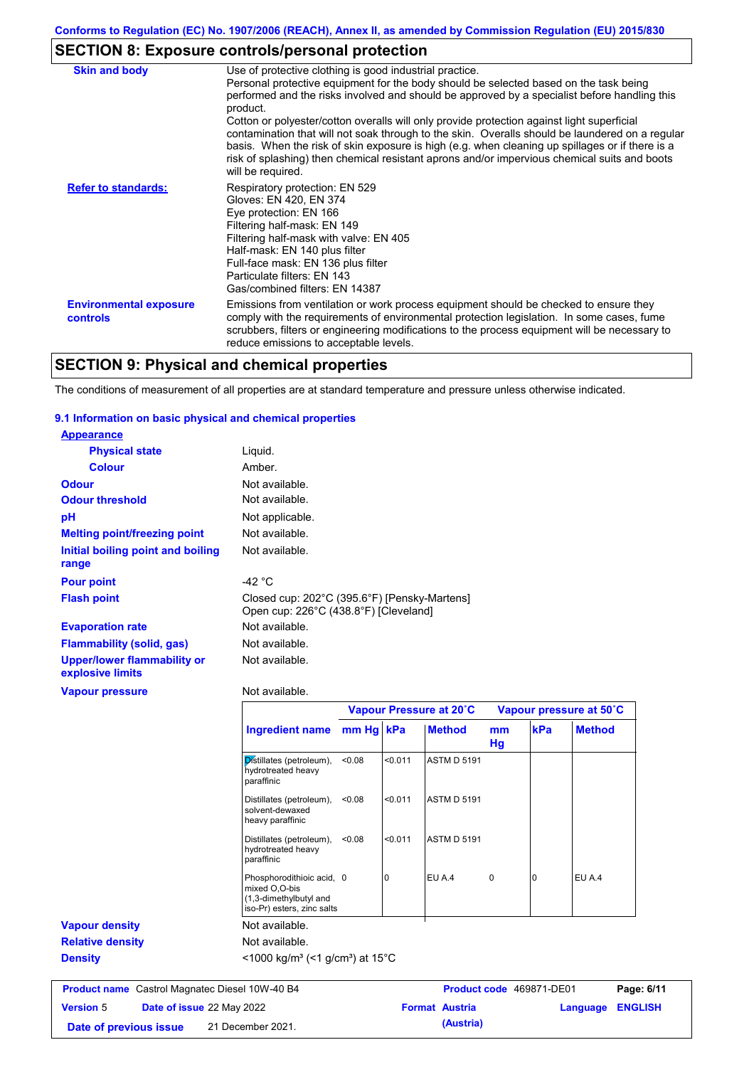Conforms to Regulation (EC) No. 1907/2006 (REACH), Annex II, as amended by Commission Regulation (EU) 2015/830

## SECTION 8: Exposure controls/personal protection

| | |
|---|---|
| **Skin and body** | Use of protective clothing is good industrial practice. Personal protective equipment for the body should be selected based on the task being performed and the risks involved and should be approved by a specialist before handling this product. Cotton or polyester/cotton overalls will only provide protection against light superficial contamination that will not soak through to the skin. Overalls should be laundered on a regular basis. When the risk of skin exposure is high (e.g. when cleaning up spillages or if there is a risk of splashing) then chemical resistant aprons and/or impervious chemical suits and boots will be required. |
| **Refer to standards:** | Respiratory protection: EN 529<br>Gloves: EN 420, EN 374<br>Eye protection: EN 166<br>Filtering half-mask: EN 149<br>Filtering half-mask with valve: EN 405<br>Half-mask: EN 140 plus filter<br>Full-face mask: EN 136 plus filter<br>Particulate filters: EN 143<br>Gas/combined filters: EN 14387 |
| **Environmental exposure controls** | Emissions from ventilation or work process equipment should be checked to ensure they comply with the requirements of environmental protection legislation. In some cases, fume scrubbers, filters or engineering modifications to the process equipment will be necessary to reduce emissions to acceptable levels. |

## SECTION 9: Physical and chemical properties

The conditions of measurement of all properties are at standard temperature and pressure unless otherwise indicated.

### 9.1 Information on basic physical and chemical properties

**Appearance**

| | |
|---|---|
| **Physical state** | Liquid. |
| **Colour** | Amber. |
| **Odour** | Not available. |
| **Odour threshold** | Not available. |
| **pH** | Not applicable. |
| **Melting point/freezing point** | Not available. |
| **Initial boiling point and boiling range** | Not available. |
| **Pour point** | -42 °C |
| **Flash point** | Closed cup: 202°C (395.6°F) [Pensky-Martens]<br>Open cup: 226°C (438.8°F) [Cleveland] |
| **Evaporation rate** | Not available. |
| **Flammability (solid, gas)** | Not available. |
| **Upper/lower flammability or explosive limits** | Not available. |
| **Vapour pressure** | Not available. |

| | Vapour Pressure at 20˚C | | | Vapour pressure at 50˚C | | |
|---|---|---|---|---|---|---|
| **Ingredient name** | **mm Hg** | **kPa** | **Method** | **mm Hg** | **kPa** | **Method** |
| Distillates (petroleum), hydrotreated heavy paraffinic | <0.08 | <0.011 | ASTM D 5191 | | | |
| Distillates (petroleum), solvent-dewaxed heavy paraffinic | <0.08 | <0.011 | ASTM D 5191 | | | |
| Distillates (petroleum), hydrotreated heavy paraffinic | <0.08 | <0.011 | ASTM D 5191 | | | |
| Phosphorodithioic acid, mixed O,O-bis (1,3-dimethylbutyl and iso-Pr) esters, zinc salts | 0 | 0 | EU A.4 | 0 | 0 | EU A.4 |

| | |
|---|---|
| **Vapour density** | Not available. |
| **Relative density** | Not available. |
| **Density** | <1000 kg/m³ (<1 g/cm³) at 15°C |

| | | | |
|---|---|---|---|
| **Product name** Castrol Magnatec Diesel 10W-40 B4 | | **Product code** 469871-DE01 | |
| **Version** 5 | **Date of issue** 22 May 2022 | **Format** Austria (Austria) | **Language** ENGLISH |
| **Date of previous issue** | 21 December 2021. | | |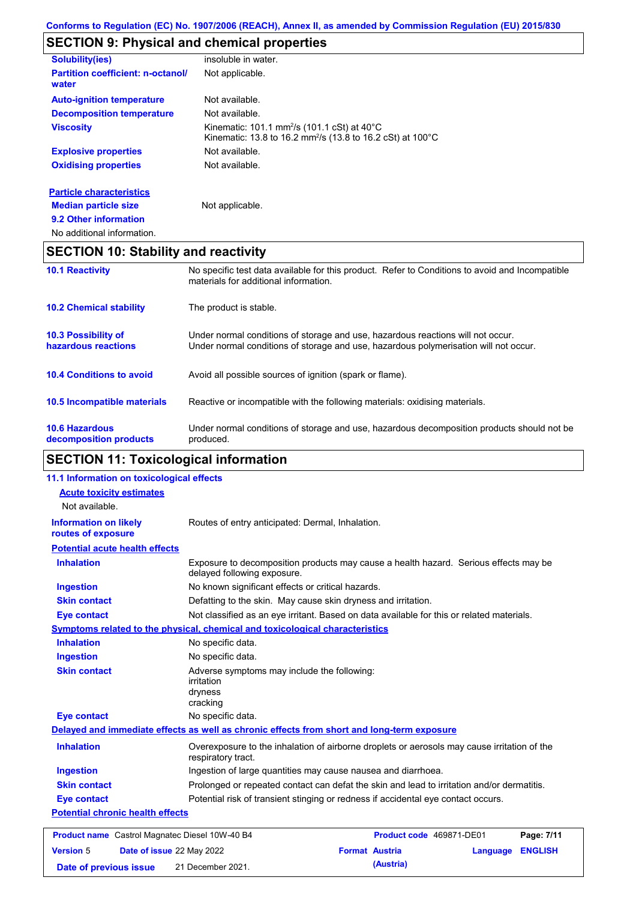Conforms to Regulation (EC) No. 1907/2006 (REACH), Annex II, as amended by Commission Regulation (EU) 2015/830

## SECTION 9: Physical and chemical properties

| | |
|---|---|
| **Solubility(ies)** | insoluble in water. |
| **Partition coefficient: n-octanol/ water** | Not applicable. |
| **Auto-ignition temperature** | Not available. |
| **Decomposition temperature** | Not available. |
| **Viscosity** | Kinematic: 101.1 $mm^2/s$ (101.1 cSt) at 40°C<br>Kinematic: 13.8 to 16.2 $mm^2/s$ (13.8 to 16.2 cSt) at 100°C |
| **Explosive properties** | Not available. |
| **Oxidising properties** | Not available. |

**Particle characteristics**

| | |
|---|---|
| **Median particle size** | Not applicable. |

**9.2 Other information**

No additional information.

## SECTION 10: Stability and reactivity

| | |
|---|---|
| **10.1 Reactivity** | No specific test data available for this product. Refer to Conditions to avoid and Incompatible materials for additional information. |
| **10.2 Chemical stability** | The product is stable. |
| **10.3 Possibility of hazardous reactions** | Under normal conditions of storage and use, hazardous reactions will not occur.<br>Under normal conditions of storage and use, hazardous polymerisation will not occur. |
| **10.4 Conditions to avoid** | Avoid all possible sources of ignition (spark or flame). |
| **10.5 Incompatible materials** | Reactive or incompatible with the following materials: oxidising materials. |
| **10.6 Hazardous decomposition products** | Under normal conditions of storage and use, hazardous decomposition products should not be produced. |

## SECTION 11: Toxicological information

### 11.1 Information on toxicological effects

**Acute toxicity estimates**

Not available.

| | |
|---|---|
| **Information on likely routes of exposure** | Routes of entry anticipated: Dermal, Inhalation. |

**Potential acute health effects**

| | |
|---|---|
| **Inhalation** | Exposure to decomposition products may cause a health hazard. Serious effects may be delayed following exposure. |
| **Ingestion** | No known significant effects or critical hazards. |
| **Skin contact** | Defatting to the skin. May cause skin dryness and irritation. |
| **Eye contact** | Not classified as an eye irritant. Based on data available for this or related materials. |

**Symptoms related to the physical, chemical and toxicological characteristics**

| | |
|---|---|
| **Inhalation** | No specific data. |
| **Ingestion** | No specific data. |
| **Skin contact** | Adverse symptoms may include the following:<br>irritation<br>dryness<br>cracking |
| **Eye contact** | No specific data. |

**Delayed and immediate effects as well as chronic effects from short and long-term exposure**

| | |
|---|---|
| **Inhalation** | Overexposure to the inhalation of airborne droplets or aerosols may cause irritation of the respiratory tract. |
| **Ingestion** | Ingestion of large quantities may cause nausea and diarrhoea. |
| **Skin contact** | Prolonged or repeated contact can defat the skin and lead to irritation and/or dermatitis. |
| **Eye contact** | Potential risk of transient stinging or redness if accidental eye contact occurs. |

**Potential chronic health effects**

| | | | |
|---|---|---|---|
| **Product name** Castrol Magnatec Diesel 10W-40 B4 | | **Product code** 469871-DE01 | |
| **Version** 5 | **Date of issue** 22 May 2022 | **Format** Austria (Austria) | **Language** ENGLISH |
| **Date of previous issue** | 21 December 2021. | | |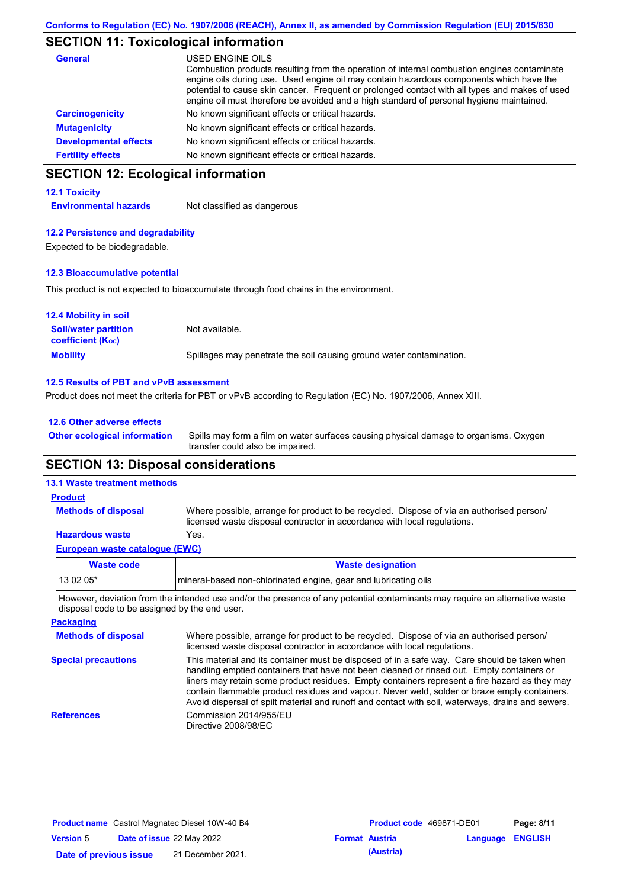## SECTION 11: Toxicological information

**General**

USED ENGINE OILS
Combustion products resulting from the operation of internal combustion engines contaminate engine oils during use. Used engine oil may contain hazardous components which have the potential to cause skin cancer. Frequent or prolonged contact with all types and makes of used engine oil must therefore be avoided and a high standard of personal hygiene maintained.

**Carcinogenicity** No known significant effects or critical hazards.

**Mutagenicity** No known significant effects or critical hazards.

**Developmental effects** No known significant effects or critical hazards.

**Fertility effects** No known significant effects or critical hazards.

## SECTION 12: Ecological information

### 12.1 Toxicity

**Environmental hazards** Not classified as dangerous

### 12.2 Persistence and degradability

Expected to be biodegradable.

### 12.3 Bioaccumulative potential

This product is not expected to bioaccumulate through food chains in the environment.

### 12.4 Mobility in soil

**Soil/water partition coefficient ($K_{OC}$)** Not available.

**Mobility** Spillages may penetrate the soil causing ground water contamination.

### 12.5 Results of PBT and vPvB assessment

Product does not meet the criteria for PBT or vPvB according to Regulation (EC) No. 1907/2006, Annex XIII.

### 12.6 Other adverse effects

**Other ecological information** Spills may form a film on water surfaces causing physical damage to organisms. Oxygen transfer could also be impaired.

## SECTION 13: Disposal considerations

### 13.1 Waste treatment methods

**Product**

**Methods of disposal** Where possible, arrange for product to be recycled. Dispose of via an authorised person/ licensed waste disposal contractor in accordance with local regulations.

**Hazardous waste** Yes.

**European waste catalogue (EWC)**

| Waste code | Waste designation |
|---|---|
| 13 02 05* | mineral-based non-chlorinated engine, gear and lubricating oils |

However, deviation from the intended use and/or the presence of any potential contaminants may require an alternative waste disposal code to be assigned by the end user.

**Packaging**

**Methods of disposal** Where possible, arrange for product to be recycled. Dispose of via an authorised person/ licensed waste disposal contractor in accordance with local regulations.

**Special precautions** This material and its container must be disposed of in a safe way. Care should be taken when handling emptied containers that have not been cleaned or rinsed out. Empty containers or liners may retain some product residues. Empty containers represent a fire hazard as they may contain flammable product residues and vapour. Never weld, solder or braze empty containers. Avoid dispersal of spilt material and runoff and contact with soil, waterways, drains and sewers.

**References** Commission 2014/955/EU
Directive 2008/98/EC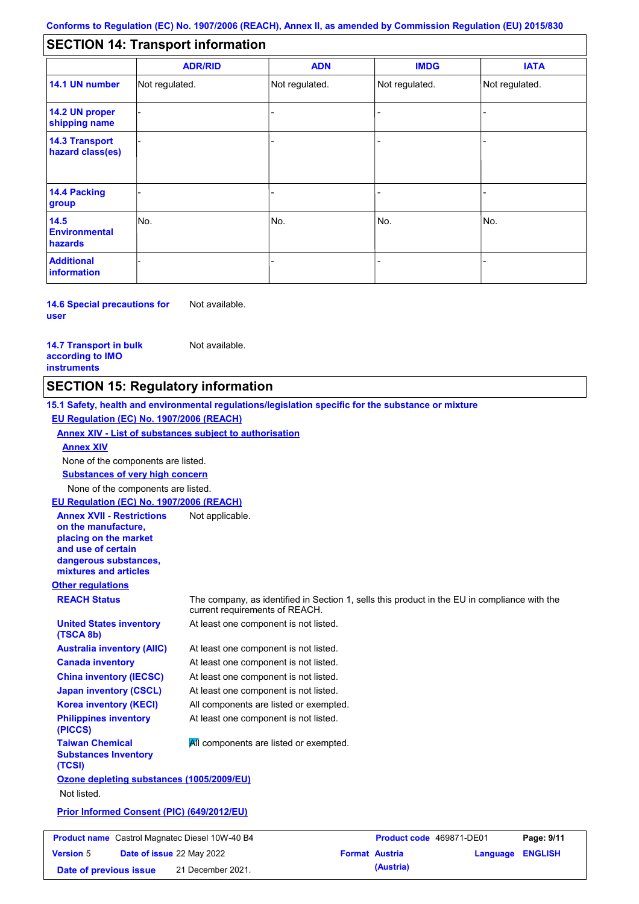## SECTION 14: Transport information

| | ADR/RID | ADN | IMDG | IATA |
|---|---|---|---|---|
| **14.1 UN number** | Not regulated. | Not regulated. | Not regulated. | Not regulated. |
| **14.2 UN proper shipping name** | - | - | - | - |
| **14.3 Transport hazard class(es)** | - | - | - | - |
| **14.4 Packing group** | - | - | - | - |
| **14.5 Environmental hazards** | No. | No. | No. | No. |
| **Additional information** | - | - | - | - |

**14.6 Special precautions for user** Not available.

**14.7 Transport in bulk according to IMO instruments** Not available.

## SECTION 15: Regulatory information

**15.1 Safety, health and environmental regulations/legislation specific for the substance or mixture**

**EU Regulation (EC) No. 1907/2006 (REACH)**

**Annex XIV - List of substances subject to authorisation**

**Annex XIV**

None of the components are listed.

**Substances of very high concern**

None of the components are listed.

**EU Regulation (EC) No. 1907/2006 (REACH)**

**Annex XVII - Restrictions on the manufacture, placing on the market and use of certain dangerous substances, mixtures and articles** Not applicable.

**Other regulations**

**REACH Status** The company, as identified in Section 1, sells this product in the EU in compliance with the current requirements of REACH.

**United States inventory (TSCA 8b)** At least one component is not listed.

**Australia inventory (AIIC)** At least one component is not listed.

**Canada inventory** At least one component is not listed.

**China inventory (IECSC)** At least one component is not listed.

**Japan inventory (CSCL)** At least one component is not listed.

**Korea inventory (KECI)** All components are listed or exempted.

**Philippines inventory (PICCS)** At least one component is not listed.

**Taiwan Chemical Substances Inventory (TCSI)** All components are listed or exempted.

**Ozone depleting substances (1005/2009/EU)**

Not listed.

**Prior Informed Consent (PIC) (649/2012/EU)**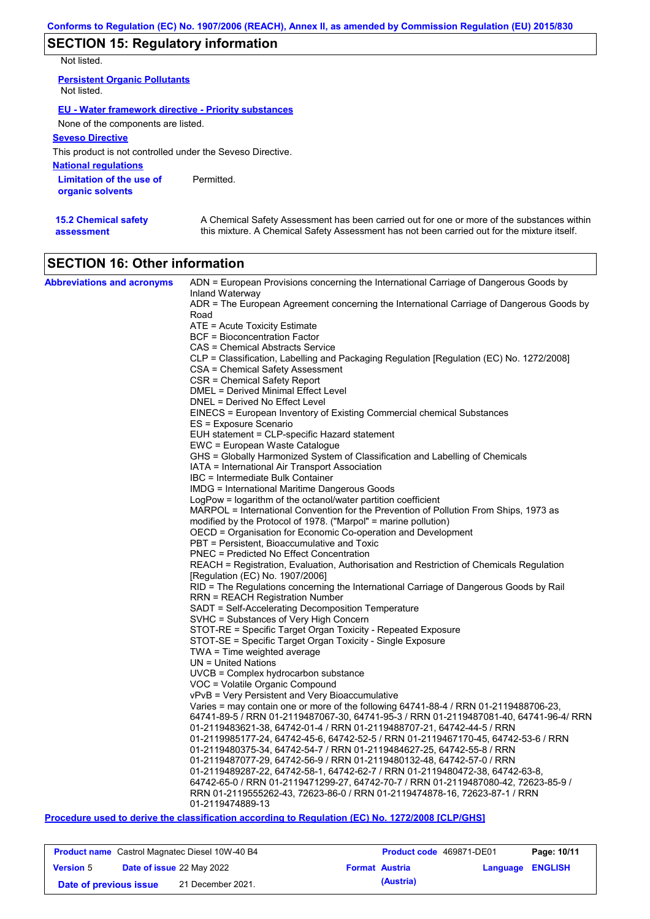## SECTION 15: Regulatory information

Not listed.

**Persistent Organic Pollutants**

Not listed.

**EU - Water framework directive - Priority substances**

None of the components are listed.

**Seveso Directive**

This product is not controlled under the Seveso Directive.

**National regulations**

**Limitation of the use of organic solvents**: Permitted.

**15.2 Chemical safety assessment**: A Chemical Safety Assessment has been carried out for one or more of the substances within this mixture. A Chemical Safety Assessment has not been carried out for the mixture itself.

## SECTION 16: Other information

**Abbreviations and acronyms**

ADN = European Provisions concerning the International Carriage of Dangerous Goods by Inland Waterway
ADR = The European Agreement concerning the International Carriage of Dangerous Goods by Road
ATE = Acute Toxicity Estimate
BCF = Bioconcentration Factor
CAS = Chemical Abstracts Service
CLP = Classification, Labelling and Packaging Regulation [Regulation (EC) No. 1272/2008]
CSA = Chemical Safety Assessment
CSR = Chemical Safety Report
DMEL = Derived Minimal Effect Level
DNEL = Derived No Effect Level
EINECS = European Inventory of Existing Commercial chemical Substances
ES = Exposure Scenario
EUH statement = CLP-specific Hazard statement
EWC = European Waste Catalogue
GHS = Globally Harmonized System of Classification and Labelling of Chemicals
IATA = International Air Transport Association
IBC = Intermediate Bulk Container
IMDG = International Maritime Dangerous Goods
LogPow = logarithm of the octanol/water partition coefficient
MARPOL = International Convention for the Prevention of Pollution From Ships, 1973 as modified by the Protocol of 1978. ("Marpol" = marine pollution)
OECD = Organisation for Economic Co-operation and Development
PBT = Persistent, Bioaccumulative and Toxic
PNEC = Predicted No Effect Concentration
REACH = Registration, Evaluation, Authorisation and Restriction of Chemicals Regulation [Regulation (EC) No. 1907/2006]
RID = The Regulations concerning the International Carriage of Dangerous Goods by Rail
RRN = REACH Registration Number
SADT = Self-Accelerating Decomposition Temperature
SVHC = Substances of Very High Concern
STOT-RE = Specific Target Organ Toxicity - Repeated Exposure
STOT-SE = Specific Target Organ Toxicity - Single Exposure
TWA = Time weighted average
UN = United Nations
UVCB = Complex hydrocarbon substance
VOC = Volatile Organic Compound
vPvB = Very Persistent and Very Bioaccumulative
Varies = may contain one or more of the following 64741-88-4 / RRN 01-2119488706-23, 64741-89-5 / RRN 01-2119487067-30, 64741-95-3 / RRN 01-2119487081-40, 64741-96-4/ RRN 01-2119483621-38, 64742-01-4 / RRN 01-2119488707-21, 64742-44-5 / RRN 01-2119985177-24, 64742-45-6, 64742-52-5 / RRN 01-2119467170-45, 64742-53-6 / RRN 01-2119480375-34, 64742-54-7 / RRN 01-2119484627-25, 64742-55-8 / RRN 01-2119487077-29, 64742-56-9 / RRN 01-2119480132-48, 64742-57-0 / RRN 01-2119489287-22, 64742-58-1, 64742-62-7 / RRN 01-2119480472-38, 64742-63-8, 64742-65-0 / RRN 01-2119471299-27, 64742-70-7 / RRN 01-2119487080-42, 72623-85-9 / RRN 01-2119555262-43, 72623-86-0 / RRN 01-2119474878-16, 72623-87-1 / RRN 01-2119474889-13

**Procedure used to derive the classification according to Regulation (EC) No. 1272/2008 [CLP/GHS]**

| | | | |
|---|---|---|---|
| **Product name** Castrol Magnatec Diesel 10W-40 B4 | | **Product code** 469871-DE01 | |
| **Version** 5 | **Date of issue** 22 May 2022 | **Format** Austria (Austria) | **Language** ENGLISH |
| **Date of previous issue** | 21 December 2021. | | |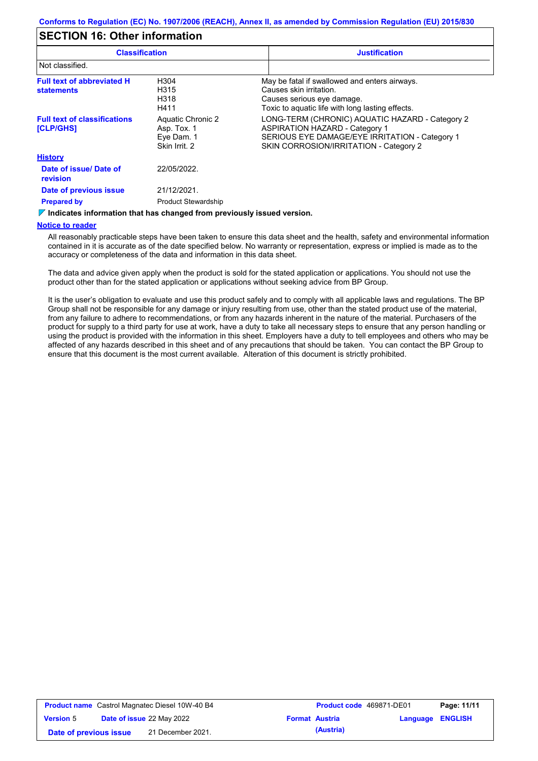Conforms to Regulation (EC) No. 1907/2006 (REACH), Annex II, as amended by Commission Regulation (EU) 2015/830

## SECTION 16: Other information

| Classification | Justification |
|---|---|
| Not classified. | |

**Full text of abbreviated H statements**

| | |
|---|---|
| H304 | May be fatal if swallowed and enters airways. |
| H315 | Causes skin irritation. |
| H318 | Causes serious eye damage. |
| H411 | Toxic to aquatic life with long lasting effects. |

**Full text of classifications [CLP/GHS]**

| | |
|---|---|
| Aquatic Chronic 2 | LONG-TERM (CHRONIC) AQUATIC HAZARD - Category 2 |
| Asp. Tox. 1 | ASPIRATION HAZARD - Category 1 |
| Eye Dam. 1 | SERIOUS EYE DAMAGE/EYE IRRITATION - Category 1 |
| Skin Irrit. 2 | SKIN CORROSION/IRRITATION - Category 2 |

**History**

**Date of issue/ Date of revision** 22/05/2022.

**Date of previous issue** 21/12/2021.

**Prepared by** Product Stewardship

**Indicates information that has changed from previously issued version.**

**Notice to reader**

All reasonably practicable steps have been taken to ensure this data sheet and the health, safety and environmental information contained in it is accurate as of the date specified below. No warranty or representation, express or implied is made as to the accuracy or completeness of the data and information in this data sheet.

The data and advice given apply when the product is sold for the stated application or applications. You should not use the product other than for the stated application or applications without seeking advice from BP Group.

It is the user's obligation to evaluate and use this product safely and to comply with all applicable laws and regulations. The BP Group shall not be responsible for any damage or injury resulting from use, other than the stated product use of the material, from any failure to adhere to recommendations, or from any hazards inherent in the nature of the material. Purchasers of the product for supply to a third party for use at work, have a duty to take all necessary steps to ensure that any person handling or using the product is provided with the information in this sheet. Employers have a duty to tell employees and others who may be affected of any hazards described in this sheet and of any precautions that should be taken. You can contact the BP Group to ensure that this document is the most current available. Alteration of this document is strictly prohibited.